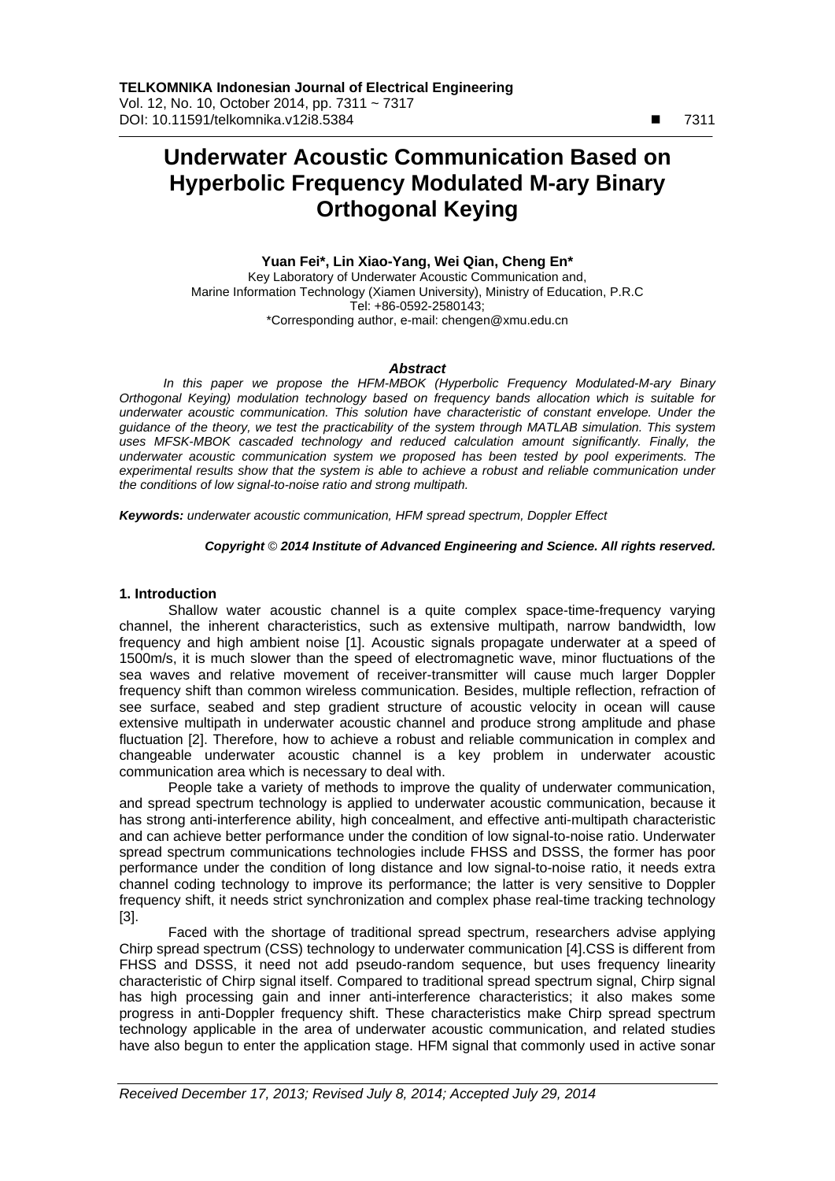# Underwater Acoustic Communication Based on Hyperbolic Frequency Modulated M-ary Binary Orthogonal Keying

**Yuan Fei\*, Lin Xiao-Yang, Wei Qian, Cheng En\***

Key Laboratory of Underwater Acoustic Communication and,
Marine Information Technology (Xiamen University), Ministry of Education, P.R.C
Tel: +86-0592-2580143;
\*Corresponding author, e-mail: chengen@xmu.edu.cn

***Abstract***

*In this paper we propose the HFM-MBOK (Hyperbolic Frequency Modulated-M-ary Binary Orthogonal Keying) modulation technology based on frequency bands allocation which is suitable for underwater acoustic communication. This solution have characteristic of constant envelope. Under the guidance of the theory, we test the practicability of the system through MATLAB simulation. This system uses MFSK-MBOK cascaded technology and reduced calculation amount significantly. Finally, the underwater acoustic communication system we proposed has been tested by pool experiments. The experimental results show that the system is able to achieve a robust and reliable communication under the conditions of low signal-to-noise ratio and strong multipath.*

***Keywords:*** *underwater acoustic communication, HFM spread spectrum, Doppler Effect*

***Copyright © 2014 Institute of Advanced Engineering and Science. All rights reserved.***

## 1. Introduction

Shallow water acoustic channel is a quite complex space-time-frequency varying channel, the inherent characteristics, such as extensive multipath, narrow bandwidth, low frequency and high ambient noise [1]. Acoustic signals propagate underwater at a speed of 1500m/s, it is much slower than the speed of electromagnetic wave, minor fluctuations of the sea waves and relative movement of receiver-transmitter will cause much larger Doppler frequency shift than common wireless communication. Besides, multiple reflection, refraction of see surface, seabed and step gradient structure of acoustic velocity in ocean will cause extensive multipath in underwater acoustic channel and produce strong amplitude and phase fluctuation [2]. Therefore, how to achieve a robust and reliable communication in complex and changeable underwater acoustic channel is a key problem in underwater acoustic communication area which is necessary to deal with.

People take a variety of methods to improve the quality of underwater communication, and spread spectrum technology is applied to underwater acoustic communication, because it has strong anti-interference ability, high concealment, and effective anti-multipath characteristic and can achieve better performance under the condition of low signal-to-noise ratio. Underwater spread spectrum communications technologies include FHSS and DSSS, the former has poor performance under the condition of long distance and low signal-to-noise ratio, it needs extra channel coding technology to improve its performance; the latter is very sensitive to Doppler frequency shift, it needs strict synchronization and complex phase real-time tracking technology [3].

Faced with the shortage of traditional spread spectrum, researchers advise applying Chirp spread spectrum (CSS) technology to underwater communication [4].CSS is different from FHSS and DSSS, it need not add pseudo-random sequence, but uses frequency linearity characteristic of Chirp signal itself. Compared to traditional spread spectrum signal, Chirp signal has high processing gain and inner anti-interference characteristics; it also makes some progress in anti-Doppler frequency shift. These characteristics make Chirp spread spectrum technology applicable in the area of underwater acoustic communication, and related studies have also begun to enter the application stage. HFM signal that commonly used in active sonar

*Received December 17, 2013; Revised July 8, 2014; Accepted July 29, 2014*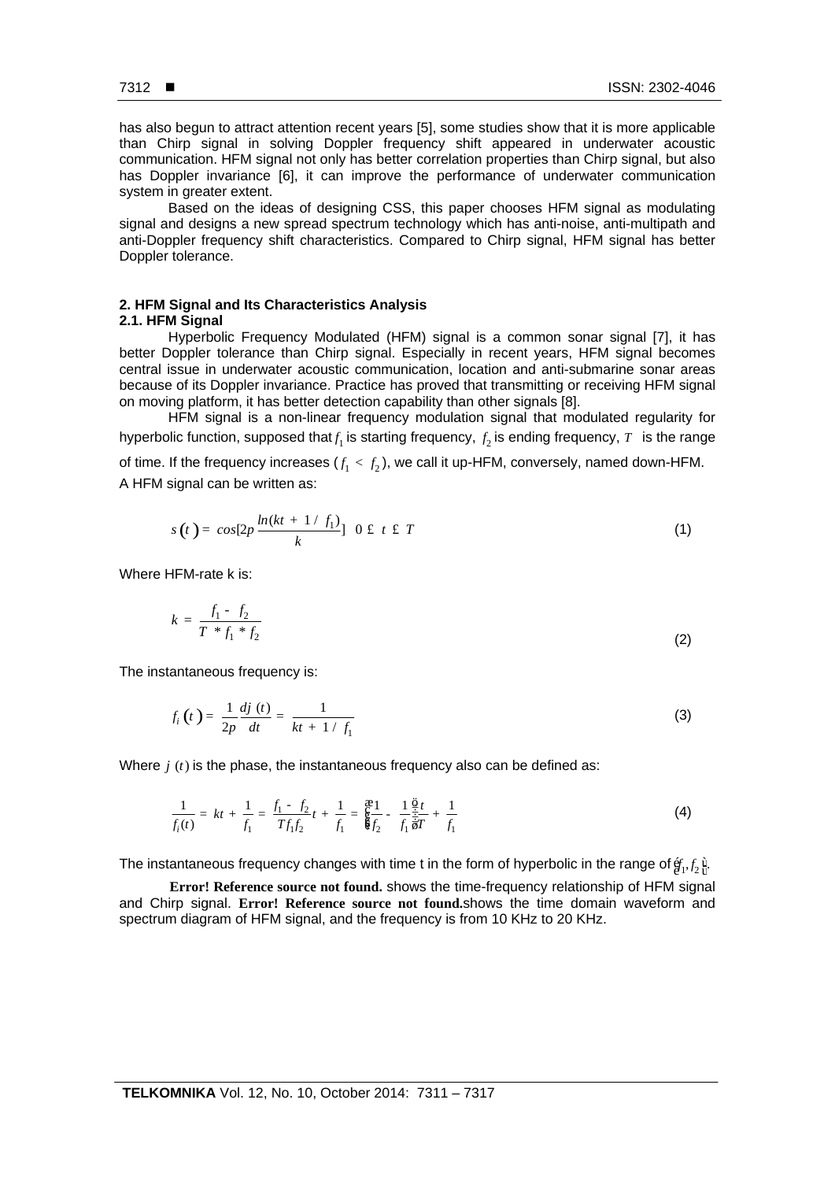has also begun to attract attention recent years [5], some studies show that it is more applicable than Chirp signal in solving Doppler frequency shift appeared in underwater acoustic communication. HFM signal not only has better correlation properties than Chirp signal, but also has Doppler invariance [6], it can improve the performance of underwater communication system in greater extent.

Based on the ideas of designing CSS, this paper chooses HFM signal as modulating signal and designs a new spread spectrum technology which has anti-noise, anti-multipath and anti-Doppler frequency shift characteristics. Compared to Chirp signal, HFM signal has better Doppler tolerance.

## 2. HFM Signal and Its Characteristics Analysis

### 2.1. HFM Signal

Hyperbolic Frequency Modulated (HFM) signal is a common sonar signal [7], it has better Doppler tolerance than Chirp signal. Especially in recent years, HFM signal becomes central issue in underwater acoustic communication, location and anti-submarine sonar areas because of its Doppler invariance. Practice has proved that transmitting or receiving HFM signal on moving platform, it has better detection capability than other signals [8].

HFM signal is a non-linear frequency modulation signal that modulated regularity for hyperbolic function, supposed that $f_1$ is starting frequency, $f_2$ is ending frequency, $T$ is the range of time. If the frequency increases ($f_1 < f_2$), we call it up-HFM, conversely, named down-HFM. A HFM signal can be written as:

$$s(t) = \cos[2\pi \frac{\ln(kt + 1/f_1)}{k}] \quad 0 \le t \le T \tag{1}$$

Where HFM-rate k is:

$$k = \frac{f_1 - f_2}{T * f_1 * f_2} \tag{2}$$

The instantaneous frequency is:

$$f_i(t) = \frac{1}{2\pi}\frac{d\varphi(t)}{dt} = \frac{1}{kt + 1/f_1} \tag{3}$$

Where $\varphi(t)$ is the phase, the instantaneous frequency also can be defined as:

$$\frac{1}{f_i(t)} = kt + \frac{1}{f_1} = \frac{f_1 - f_2}{Tf_1 f_2}t + \frac{1}{f_1} = \left(\frac{1}{f_2} - \frac{1}{f_1}\right)\frac{t}{T} + \frac{1}{f_1} \tag{4}$$

The instantaneous frequency changes with time t in the form of hyperbolic in the range of $[f_1, f_2]$.

**Error! Reference source not found.** shows the time-frequency relationship of HFM signal and Chirp signal. **Error! Reference source not found.** shows the time domain waveform and spectrum diagram of HFM signal, and the frequency is from 10 KHz to 20 KHz.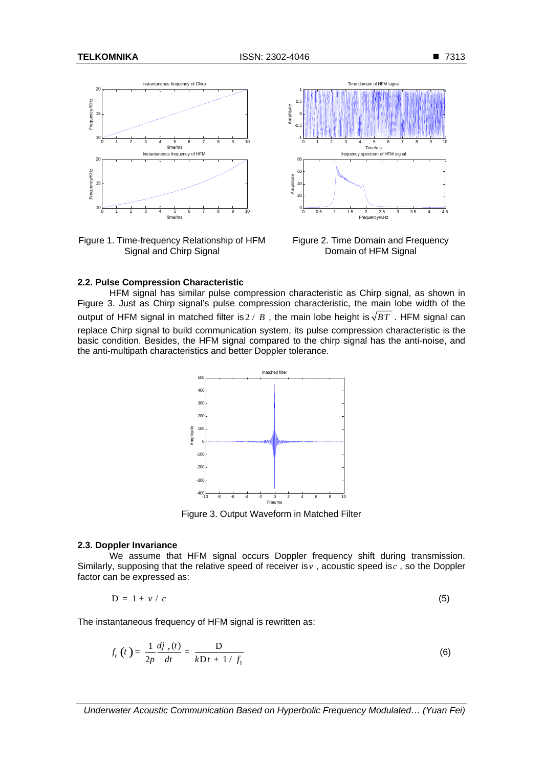Figure 1. Time-frequency Relationship of HFM Signal and Chirp Signal

Figure 2. Time Domain and Frequency Domain of HFM Signal

### 2.2. Pulse Compression Characteristic

HFM signal has similar pulse compression characteristic as Chirp signal, as shown in Figure 3. Just as Chirp signal's pulse compression characteristic, the main lobe width of the output of HFM signal in matched filter is $2/B$, the main lobe height is $\sqrt{BT}$. HFM signal can replace Chirp signal to build communication system, its pulse compression characteristic is the basic condition. Besides, the HFM signal compared to the chirp signal has the anti-noise, and the anti-multipath characteristics and better Doppler tolerance.

Figure 3. Output Waveform in Matched Filter

### 2.3. Doppler Invariance

We assume that HFM signal occurs Doppler frequency shift during transmission. Similarly, supposing that the relative speed of receiver is $v$, acoustic speed is $c$, so the Doppler factor can be expressed as:

$$\Delta = 1 + v / c \tag{5}$$

The instantaneous frequency of HFM signal is rewritten as:

$$f_r(t) = \frac{1}{2\pi}\frac{d\varphi_r(t)}{dt} = \frac{\Delta}{k\Delta t + 1/f_1} \tag{6}$$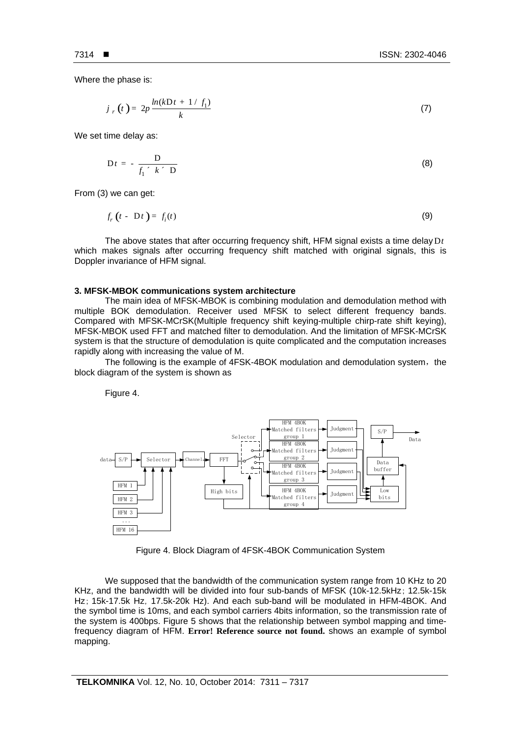Where the phase is:

$$\varphi_r(t) = 2\pi \frac{\ln(k\Delta t + 1/f_1)}{k} \tag{7}$$

We set time delay as:

$$\Delta t = -\frac{\Delta}{f_1 \times k \times \Delta} \tag{8}$$

From (3) we can get:

$$f_r(t - \Delta t) = f_i(t) \tag{9}$$

The above states that after occurring frequency shift, HFM signal exists a time delay $\Delta t$ which makes signals after occurring frequency shift matched with original signals, this is Doppler invariance of HFM signal.

### 3. MFSK-MBOK communications system architecture

The main idea of MFSK-MBOK is combining modulation and demodulation method with multiple BOK demodulation. Receiver used MFSK to select different frequency bands. Compared with MFSK-MCrSK(Multiple frequency shift keying-multiple chirp-rate shift keying), MFSK-MBOK used FFT and matched filter to demodulation. And the limitation of MFSK-MCrSK system is that the structure of demodulation is quite complicated and the computation increases rapidly along with increasing the value of M.

The following is the example of 4FSK-4BOK modulation and demodulation system，the block diagram of the system is shown as

Figure 4.

Figure 4. Block Diagram of 4FSK-4BOK Communication System

We supposed that the bandwidth of the communication system range from 10 KHz to 20 KHz, and the bandwidth will be divided into four sub-bands of MFSK (10k-12.5kHz; 12.5k-15k Hz; 15k-17.5k Hz, 17.5k-20k Hz). And each sub-band will be modulated in HFM-4BOK. And the symbol time is 10ms, and each symbol carriers 4bits information, so the transmission rate of the system is 400bps. Figure 5 shows that the relationship between symbol mapping and time-frequency diagram of HFM. **Error! Reference source not found.** shows an example of symbol mapping.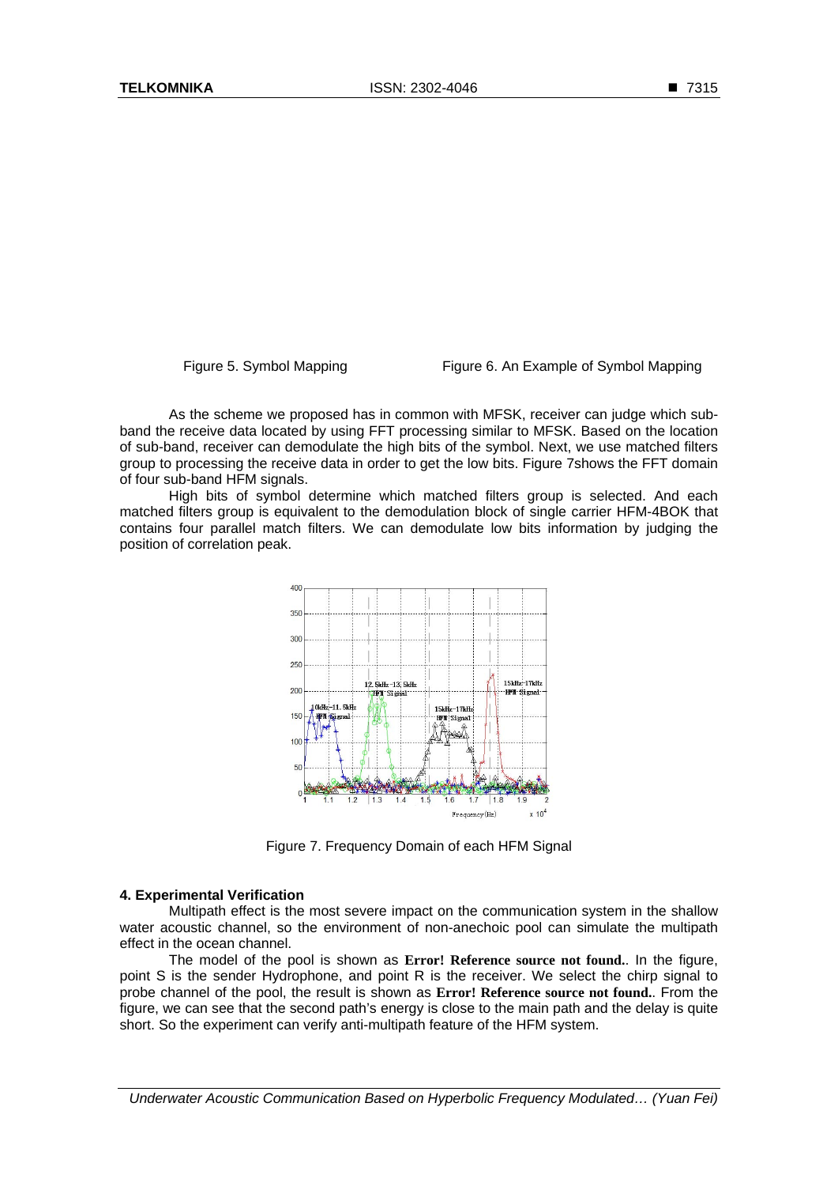Figure 5. Symbol Mapping

Figure 6. An Example of Symbol Mapping

As the scheme we proposed has in common with MFSK, receiver can judge which sub-band the receive data located by using FFT processing similar to MFSK. Based on the location of sub-band, receiver can demodulate the high bits of the symbol. Next, we use matched filters group to processing the receive data in order to get the low bits. Figure 7shows the FFT domain of four sub-band HFM signals.

High bits of symbol determine which matched filters group is selected. And each matched filters group is equivalent to the demodulation block of single carrier HFM-4BOK that contains four parallel match filters. We can demodulate low bits information by judging the position of correlation peak.

Figure 7. Frequency Domain of each HFM Signal

**4. Experimental Verification**

Multipath effect is the most severe impact on the communication system in the shallow water acoustic channel, so the environment of non-anechoic pool can simulate the multipath effect in the ocean channel.

The model of the pool is shown as **Error! Reference source not found.**. In the figure, point S is the sender Hydrophone, and point R is the receiver. We select the chirp signal to probe channel of the pool, the result is shown as **Error! Reference source not found.**. From the figure, we can see that the second path's energy is close to the main path and the delay is quite short. So the experiment can verify anti-multipath feature of the HFM system.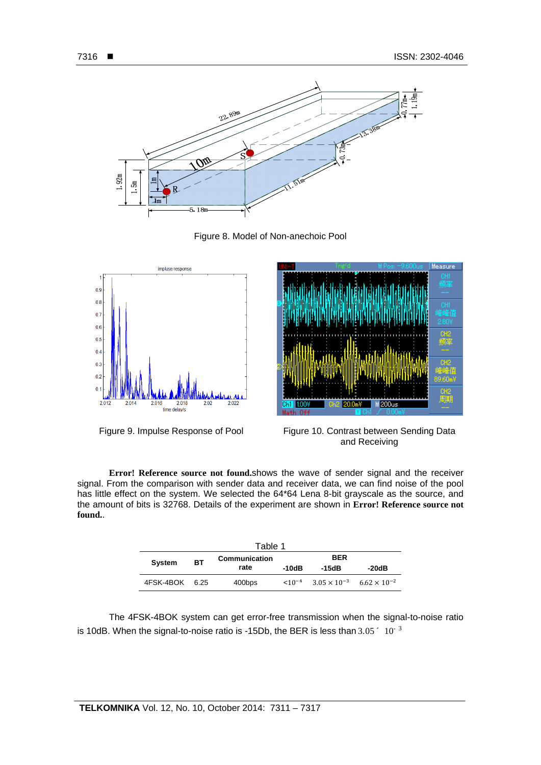Figure 8. Model of Non-anechoic Pool

Figure 9. Impulse Response of Pool

Figure 10. Contrast between Sending Data and Receiving

**Error! Reference source not found.**shows the wave of sender signal and the receiver signal. From the comparison with sender data and receiver data, we can find noise of the pool has little effect on the system. We selected the 64*64 Lena 8-bit grayscale as the source, and the amount of bits is 32768. Details of the experiment are shown in **Error! Reference source not found.**.

Table 1

| System | BT | Communication rate | BER -10dB | BER -15dB | BER -20dB |
|---|---|---|---|---|---|
| 4FSK-4BOK | 6.25 | 400bps | $<10^{-4}$ | $3.05\times10^{-3}$ | $6.62\times10^{-2}$ |

The 4FSK-4BOK system can get error-free transmission when the signal-to-noise ratio is 10dB. When the signal-to-noise ratio is -15Db, the BER is less than $3.05\times10^{-3}$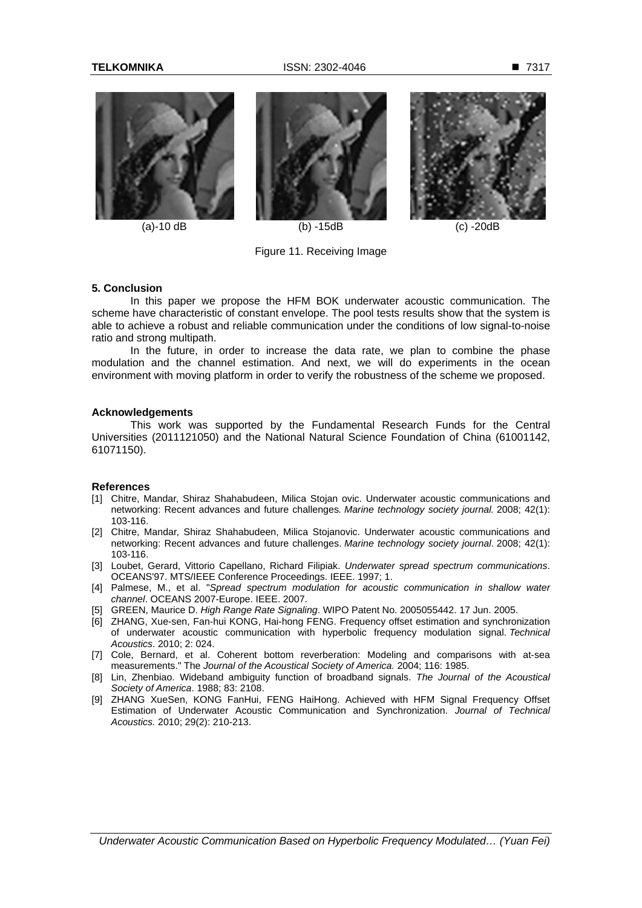(a)-10 dB (b) -15dB (c) -20dB

Figure 11. Receiving Image

## 5. Conclusion

In this paper we propose the HFM BOK underwater acoustic communication. The scheme have characteristic of constant envelope. The pool tests results show that the system is able to achieve a robust and reliable communication under the conditions of low signal-to-noise ratio and strong multipath.

In the future, in order to increase the data rate, we plan to combine the phase modulation and the channel estimation. And next, we will do experiments in the ocean environment with moving platform in order to verify the robustness of the scheme we proposed.

## Acknowledgements

This work was supported by the Fundamental Research Funds for the Central Universities (2011121050) and the National Natural Science Foundation of China (61001142, 61071150).

## References

[1] Chitre, Mandar, Shiraz Shahabudeen, Milica Stojan ovic. Underwater acoustic communications and networking: Recent advances and future challenges. *Marine technology society journal.* 2008; 42(1): 103-116.

[2] Chitre, Mandar, Shiraz Shahabudeen, Milica Stojanovic. Underwater acoustic communications and networking: Recent advances and future challenges. *Marine technology society journal*. 2008; 42(1): 103-116.

[3] Loubet, Gerard, Vittorio Capellano, Richard Filipiak. *Underwater spread spectrum communications*. OCEANS'97. MTS/IEEE Conference Proceedings. IEEE. 1997; 1.

[4] Palmese, M., et al. "*Spread spectrum modulation for acoustic communication in shallow water channel*. OCEANS 2007-Europe. IEEE. 2007.

[5] GREEN, Maurice D. *High Range Rate Signaling*. WIPO Patent No. 2005055442. 17 Jun. 2005.

[6] ZHANG, Xue-sen, Fan-hui KONG, Hai-hong FENG. Frequency offset estimation and synchronization of underwater acoustic communication with hyperbolic frequency modulation signal. *Technical Acoustics*. 2010; 2: 024.

[7] Cole, Bernard, et al. Coherent bottom reverberation: Modeling and comparisons with at-sea measurements." The *Journal of the Acoustical Society of America.* 2004; 116: 1985.

[8] Lin, Zhenbiao. Wideband ambiguity function of broadband signals. *The Journal of the Acoustical Society of America*. 1988; 83: 2108.

[9] ZHANG XueSen, KONG FanHui, FENG HaiHong. Achieved with HFM Signal Frequency Offset Estimation of Underwater Acoustic Communication and Synchronization. *Journal of Technical Acoustics.* 2010; 29(2): 210-213.